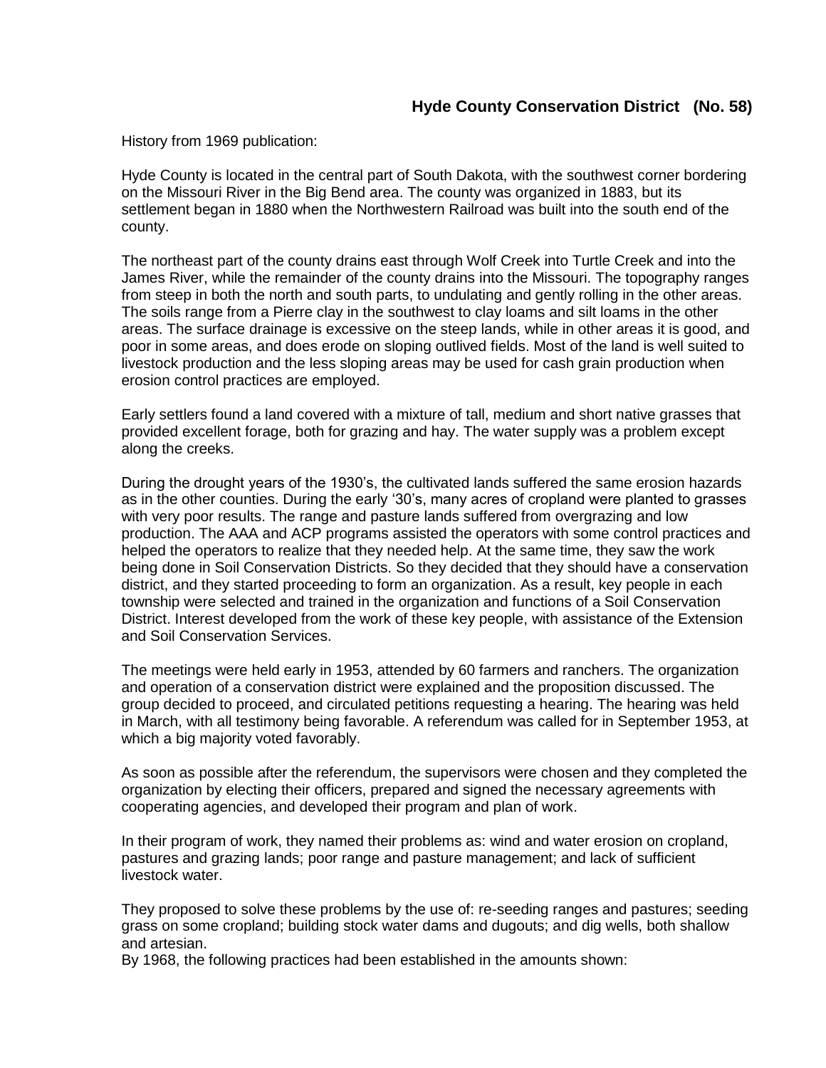## Hyde County Conservation District (No. 58)

History from 1969 publication:

Hyde County is located in the central part of South Dakota, with the southwest corner bordering on the Missouri River in the Big Bend area. The county was organized in 1883, but its settlement began in 1880 when the Northwestern Railroad was built into the south end of the county.

The northeast part of the county drains east through Wolf Creek into Turtle Creek and into the James River, while the remainder of the county drains into the Missouri. The topography ranges from steep in both the north and south parts, to undulating and gently rolling in the other areas. The soils range from a Pierre clay in the southwest to clay loams and silt loams in the other areas. The surface drainage is excessive on the steep lands, while in other areas it is good, and poor in some areas, and does erode on sloping outlived fields. Most of the land is well suited to livestock production and the less sloping areas may be used for cash grain production when erosion control practices are employed.

Early settlers found a land covered with a mixture of tall, medium and short native grasses that provided excellent forage, both for grazing and hay. The water supply was a problem except along the creeks.

During the drought years of the 1930's, the cultivated lands suffered the same erosion hazards as in the other counties. During the early '30's, many acres of cropland were planted to grasses with very poor results. The range and pasture lands suffered from overgrazing and low production. The AAA and ACP programs assisted the operators with some control practices and helped the operators to realize that they needed help. At the same time, they saw the work being done in Soil Conservation Districts. So they decided that they should have a conservation district, and they started proceeding to form an organization. As a result, key people in each township were selected and trained in the organization and functions of a Soil Conservation District. Interest developed from the work of these key people, with assistance of the Extension and Soil Conservation Services.

The meetings were held early in 1953, attended by 60 farmers and ranchers. The organization and operation of a conservation district were explained and the proposition discussed. The group decided to proceed, and circulated petitions requesting a hearing. The hearing was held in March, with all testimony being favorable. A referendum was called for in September 1953, at which a big majority voted favorably.

As soon as possible after the referendum, the supervisors were chosen and they completed the organization by electing their officers, prepared and signed the necessary agreements with cooperating agencies, and developed their program and plan of work.

In their program of work, they named their problems as: wind and water erosion on cropland, pastures and grazing lands; poor range and pasture management; and lack of sufficient livestock water.

They proposed to solve these problems by the use of: re-seeding ranges and pastures; seeding grass on some cropland; building stock water dams and dugouts; and dig wells, both shallow and artesian.

By 1968, the following practices had been established in the amounts shown: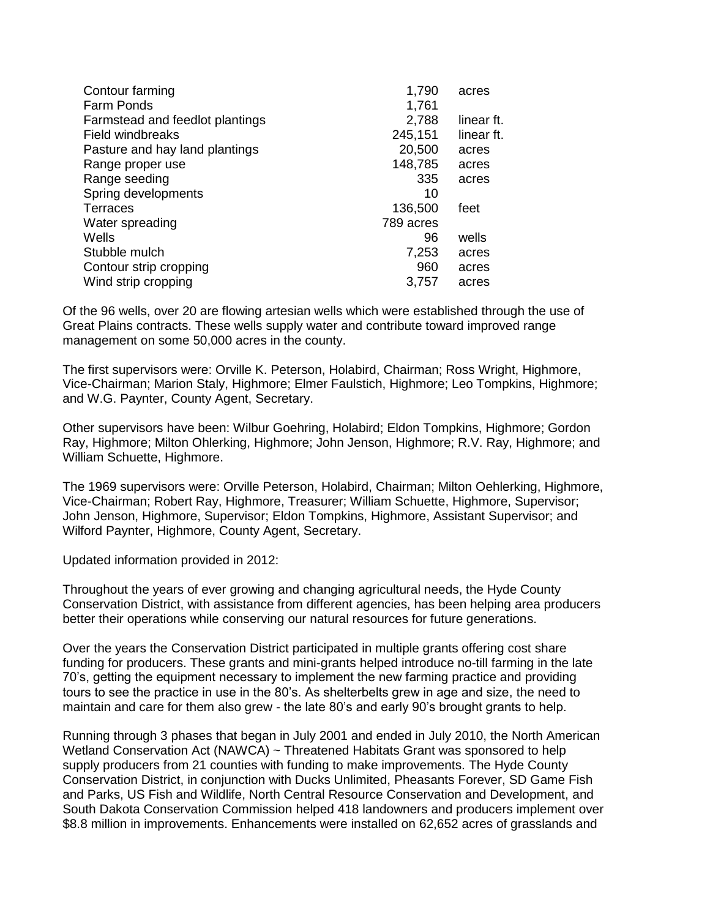| | | |
|---|---|---|
| Contour farming | 1,790 | acres |
| Farm Ponds | 1,761 | |
| Farmstead and feedlot plantings | 2,788 | linear ft. |
| Field windbreaks | 245,151 | linear ft. |
| Pasture and hay land plantings | 20,500 | acres |
| Range proper use | 148,785 | acres |
| Range seeding | 335 | acres |
| Spring developments | 10 | |
| Terraces | 136,500 | feet |
| Water spreading | 789 acres | |
| Wells | 96 | wells |
| Stubble mulch | 7,253 | acres |
| Contour strip cropping | 960 | acres |
| Wind strip cropping | 3,757 | acres |

Of the 96 wells, over 20 are flowing artesian wells which were established through the use of Great Plains contracts. These wells supply water and contribute toward improved range management on some 50,000 acres in the county.

The first supervisors were: Orville K. Peterson, Holabird, Chairman; Ross Wright, Highmore, Vice-Chairman; Marion Staly, Highmore; Elmer Faulstich, Highmore; Leo Tompkins, Highmore; and W.G. Paynter, County Agent, Secretary.

Other supervisors have been: Wilbur Goehring, Holabird; Eldon Tompkins, Highmore; Gordon Ray, Highmore; Milton Ohlerking, Highmore; John Jenson, Highmore; R.V. Ray, Highmore; and William Schuette, Highmore.

The 1969 supervisors were: Orville Peterson, Holabird, Chairman; Milton Oehlerking, Highmore, Vice-Chairman; Robert Ray, Highmore, Treasurer; William Schuette, Highmore, Supervisor; John Jenson, Highmore, Supervisor; Eldon Tompkins, Highmore, Assistant Supervisor; and Wilford Paynter, Highmore, County Agent, Secretary.

Updated information provided in 2012:

Throughout the years of ever growing and changing agricultural needs, the Hyde County Conservation District, with assistance from different agencies, has been helping area producers better their operations while conserving our natural resources for future generations.

Over the years the Conservation District participated in multiple grants offering cost share funding for producers. These grants and mini-grants helped introduce no-till farming in the late 70's, getting the equipment necessary to implement the new farming practice and providing tours to see the practice in use in the 80's. As shelterbelts grew in age and size, the need to maintain and care for them also grew - the late 80's and early 90's brought grants to help.

Running through 3 phases that began in July 2001 and ended in July 2010, the North American Wetland Conservation Act (NAWCA) ~ Threatened Habitats Grant was sponsored to help supply producers from 21 counties with funding to make improvements. The Hyde County Conservation District, in conjunction with Ducks Unlimited, Pheasants Forever, SD Game Fish and Parks, US Fish and Wildlife, North Central Resource Conservation and Development, and South Dakota Conservation Commission helped 418 landowners and producers implement over \$8.8 million in improvements. Enhancements were installed on 62,652 acres of grasslands and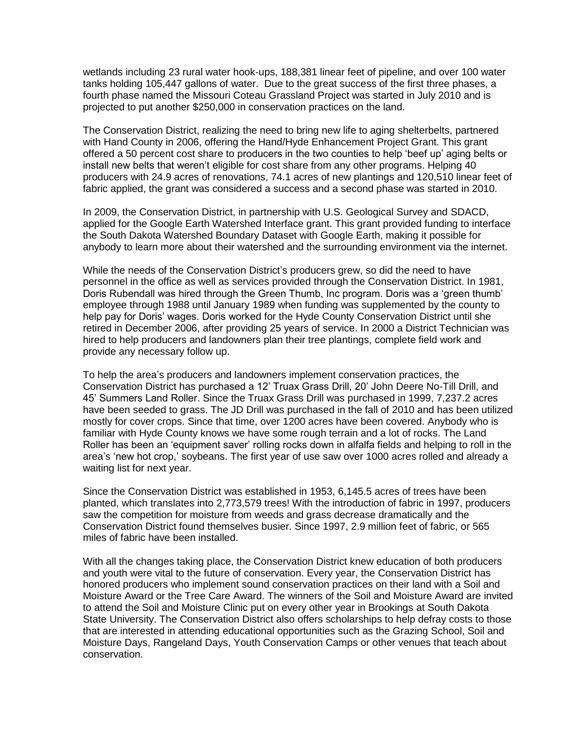wetlands including 23 rural water hook-ups, 188,381 linear feet of pipeline, and over 100 water tanks holding 105,447 gallons of water. Due to the great success of the first three phases, a fourth phase named the Missouri Coteau Grassland Project was started in July 2010 and is projected to put another $250,000 in conservation practices on the land.

The Conservation District, realizing the need to bring new life to aging shelterbelts, partnered with Hand County in 2006, offering the Hand/Hyde Enhancement Project Grant. This grant offered a 50 percent cost share to producers in the two counties to help 'beef up' aging belts or install new belts that weren't eligible for cost share from any other programs. Helping 40 producers with 24.9 acres of renovations, 74.1 acres of new plantings and 120,510 linear feet of fabric applied, the grant was considered a success and a second phase was started in 2010.

In 2009, the Conservation District, in partnership with U.S. Geological Survey and SDACD, applied for the Google Earth Watershed Interface grant. This grant provided funding to interface the South Dakota Watershed Boundary Dataset with Google Earth, making it possible for anybody to learn more about their watershed and the surrounding environment via the internet.

While the needs of the Conservation District's producers grew, so did the need to have personnel in the office as well as services provided through the Conservation District. In 1981, Doris Rubendall was hired through the Green Thumb, Inc program. Doris was a 'green thumb' employee through 1988 until January 1989 when funding was supplemented by the county to help pay for Doris' wages. Doris worked for the Hyde County Conservation District until she retired in December 2006, after providing 25 years of service. In 2000 a District Technician was hired to help producers and landowners plan their tree plantings, complete field work and provide any necessary follow up.

To help the area's producers and landowners implement conservation practices, the Conservation District has purchased a 12' Truax Grass Drill, 20' John Deere No-Till Drill, and 45' Summers Land Roller. Since the Truax Grass Drill was purchased in 1999, 7,237.2 acres have been seeded to grass. The JD Drill was purchased in the fall of 2010 and has been utilized mostly for cover crops. Since that time, over 1200 acres have been covered. Anybody who is familiar with Hyde County knows we have some rough terrain and a lot of rocks. The Land Roller has been an 'equipment saver' rolling rocks down in alfalfa fields and helping to roll in the area's 'new hot crop,' soybeans. The first year of use saw over 1000 acres rolled and already a waiting list for next year.

Since the Conservation District was established in 1953, 6,145.5 acres of trees have been planted, which translates into 2,773,579 trees! With the introduction of fabric in 1997, producers saw the competition for moisture from weeds and grass decrease dramatically and the Conservation District found themselves busier. Since 1997, 2.9 million feet of fabric, or 565 miles of fabric have been installed.

With all the changes taking place, the Conservation District knew education of both producers and youth were vital to the future of conservation. Every year, the Conservation District has honored producers who implement sound conservation practices on their land with a Soil and Moisture Award or the Tree Care Award. The winners of the Soil and Moisture Award are invited to attend the Soil and Moisture Clinic put on every other year in Brookings at South Dakota State University. The Conservation District also offers scholarships to help defray costs to those that are interested in attending educational opportunities such as the Grazing School, Soil and Moisture Days, Rangeland Days, Youth Conservation Camps or other venues that teach about conservation.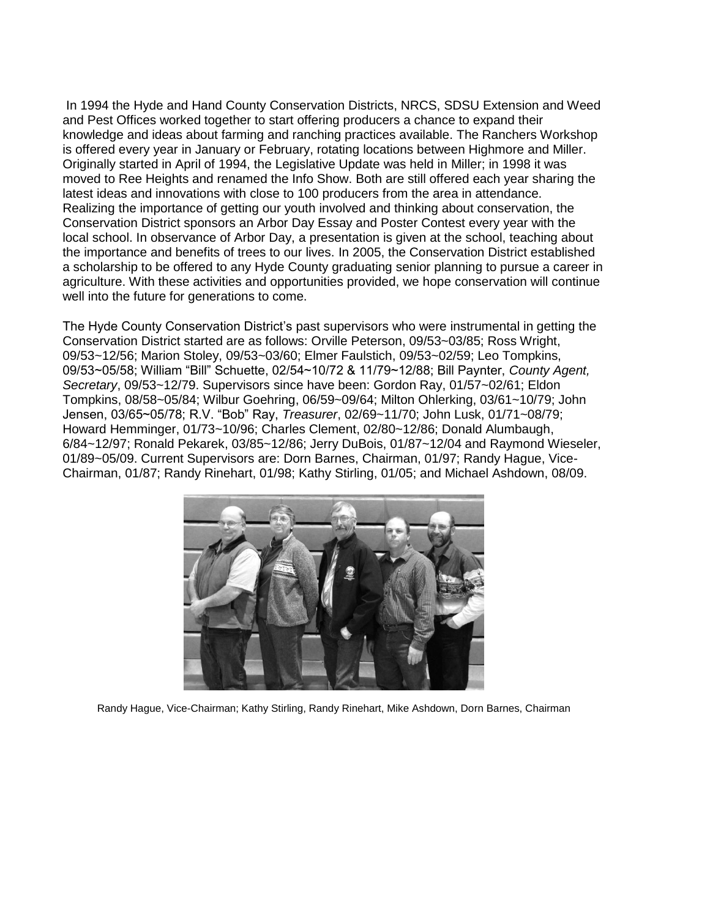In 1994 the Hyde and Hand County Conservation Districts, NRCS, SDSU Extension and Weed and Pest Offices worked together to start offering producers a chance to expand their knowledge and ideas about farming and ranching practices available. The Ranchers Workshop is offered every year in January or February, rotating locations between Highmore and Miller. Originally started in April of 1994, the Legislative Update was held in Miller; in 1998 it was moved to Ree Heights and renamed the Info Show. Both are still offered each year sharing the latest ideas and innovations with close to 100 producers from the area in attendance. Realizing the importance of getting our youth involved and thinking about conservation, the Conservation District sponsors an Arbor Day Essay and Poster Contest every year with the local school. In observance of Arbor Day, a presentation is given at the school, teaching about the importance and benefits of trees to our lives. In 2005, the Conservation District established a scholarship to be offered to any Hyde County graduating senior planning to pursue a career in agriculture. With these activities and opportunities provided, we hope conservation will continue well into the future for generations to come.

The Hyde County Conservation District's past supervisors who were instrumental in getting the Conservation District started are as follows: Orville Peterson, 09/53~03/85; Ross Wright, 09/53~12/56; Marion Stoley, 09/53~03/60; Elmer Faulstich, 09/53~02/59; Leo Tompkins, 09/53~05/58; William "Bill" Schuette, 02/54~10/72 & 11/79~12/88; Bill Paynter, *County Agent, Secretary*, 09/53~12/79. Supervisors since have been: Gordon Ray, 01/57~02/61; Eldon Tompkins, 08/58~05/84; Wilbur Goehring, 06/59~09/64; Milton Ohlerking, 03/61~10/79; John Jensen, 03/65~05/78; R.V. "Bob" Ray, *Treasurer*, 02/69~11/70; John Lusk, 01/71~08/79; Howard Hemminger, 01/73~10/96; Charles Clement, 02/80~12/86; Donald Alumbaugh, 6/84~12/97; Ronald Pekarek, 03/85~12/86; Jerry DuBois, 01/87~12/04 and Raymond Wieseler, 01/89~05/09. Current Supervisors are: Dorn Barnes, Chairman, 01/97; Randy Hague, Vice-Chairman, 01/87; Randy Rinehart, 01/98; Kathy Stirling, 01/05; and Michael Ashdown, 08/09.

Randy Hague, Vice-Chairman; Kathy Stirling, Randy Rinehart, Mike Ashdown, Dorn Barnes, Chairman